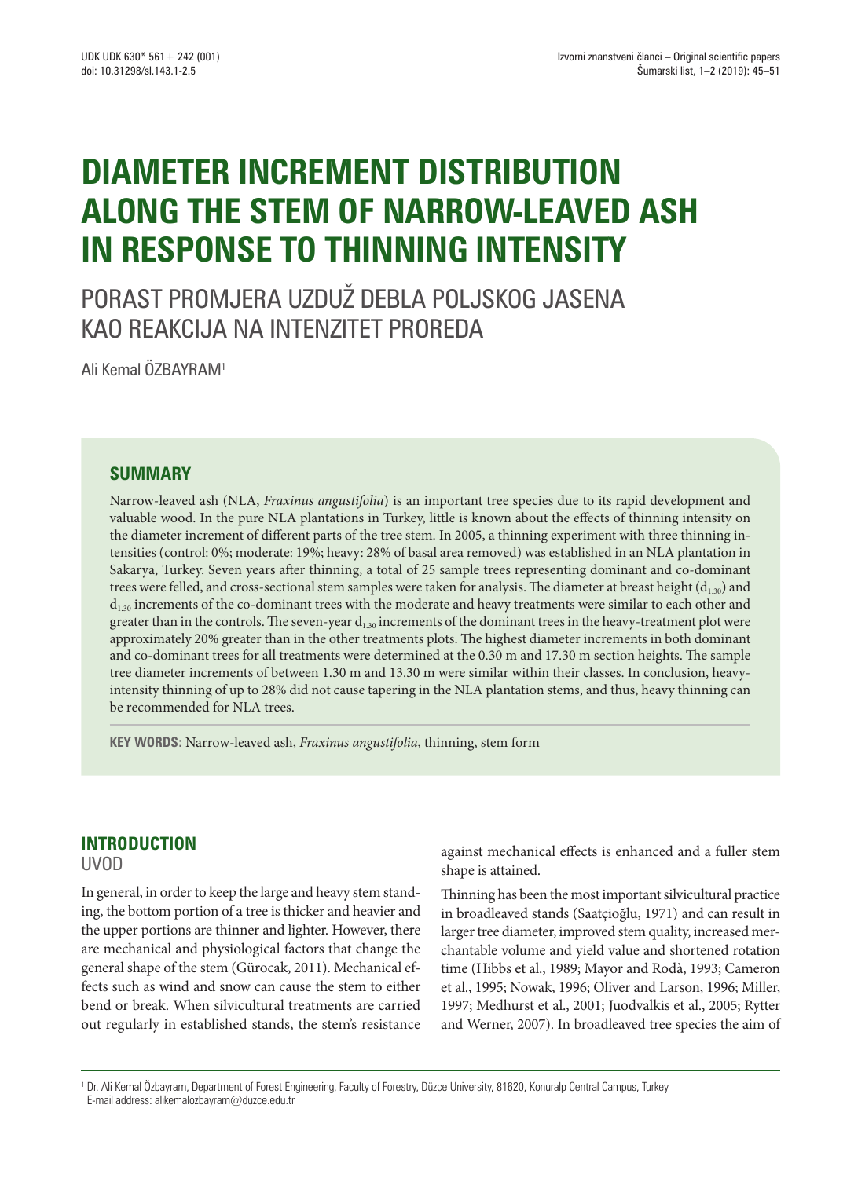# DIAMETER INCREMENT DISTRIBUTION ALONG THE STEM OF NARROW-LEAVED ASH IN RESPONSE TO THINNING INTENSITY

## PORAST PROMJERA UZDUŽ DEBLA POLJSKOG JASENA KAO REAKCIJA NA INTENZITET PROREDA

Ali Kemal ÖZBAYRAM[1]

### SUMMARY

Narrow-leaved ash (NLA, *Fraxinus angustifolia*) is an important tree species due to its rapid development and valuable wood. In the pure NLA plantations in Turkey, little is known about the effects of thinning intensity on the diameter increment of different parts of the tree stem. In 2005, a thinning experiment with three thinning intensities (control: 0%; moderate: 19%; heavy: 28% of basal area removed) was established in an NLA plantation in Sakarya, Turkey. Seven years after thinning, a total of 25 sample trees representing dominant and co-dominant trees were felled, and cross-sectional stem samples were taken for analysis. The diameter at breast height ($d_{1.30}$) and $d_{1.30}$ increments of the co-dominant trees with the moderate and heavy treatments were similar to each other and greater than in the controls. The seven-year $d_{1.30}$ increments of the dominant trees in the heavy-treatment plot were approximately 20% greater than in the other treatments plots. The highest diameter increments in both dominant and co-dominant trees for all treatments were determined at the 0.30 m and 17.30 m section heights. The sample tree diameter increments of between 1.30 m and 13.30 m were similar within their classes. In conclusion, heavy-intensity thinning of up to 28% did not cause tapering in the NLA plantation stems, and thus, heavy thinning can be recommended for NLA trees.

**KEY WORDS:** Narrow-leaved ash, *Fraxinus angustifolia*, thinning, stem form

## INTRODUCTION
UVOD

In general, in order to keep the large and heavy stem standing, the bottom portion of a tree is thicker and heavier and the upper portions are thinner and lighter. However, there are mechanical and physiological factors that change the general shape of the stem (Gürocak, 2011). Mechanical effects such as wind and snow can cause the stem to either bend or break. When silvicultural treatments are carried out regularly in established stands, the stem's resistance against mechanical effects is enhanced and a fuller stem shape is attained.

Thinning has been the most important silvicultural practice in broadleaved stands (Saatçioğlu, 1971) and can result in larger tree diameter, improved stem quality, increased merchantable volume and yield value and shortened rotation time (Hibbs et al., 1989; Mayor and Rodà, 1993; Cameron et al., 1995; Nowak, 1996; Oliver and Larson, 1996; Miller, 1997; Medhurst et al., 2001; Juodvalkis et al., 2005; Rytter and Werner, 2007). In broadleaved tree species the aim of

[1] Dr. Ali Kemal Özbayram, Department of Forest Engineering, Faculty of Forestry, Düzce University, 81620, Konuralp Central Campus, Turkey
E-mail address: alikemalozbayram@duzce.edu.tr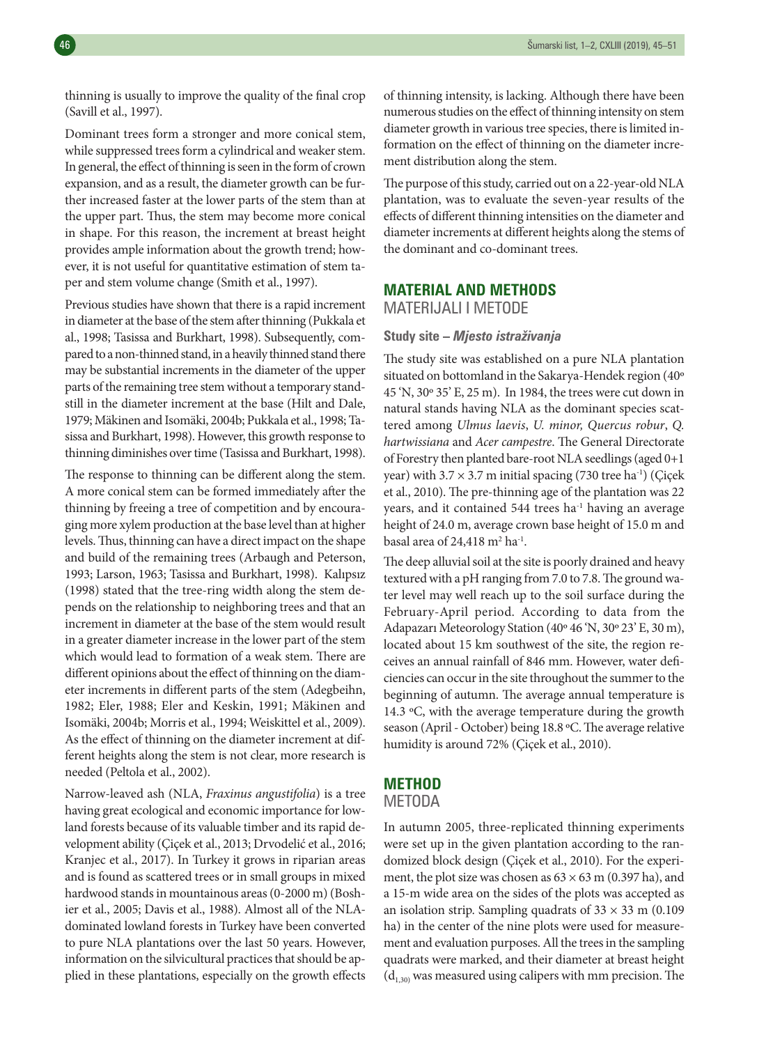thinning is usually to improve the quality of the final crop (Savill et al., 1997).

Dominant trees form a stronger and more conical stem, while suppressed trees form a cylindrical and weaker stem. In general, the effect of thinning is seen in the form of crown expansion, and as a result, the diameter growth can be further increased faster at the lower parts of the stem than at the upper part. Thus, the stem may become more conical in shape. For this reason, the increment at breast height provides ample information about the growth trend; however, it is not useful for quantitative estimation of stem taper and stem volume change (Smith et al., 1997).

Previous studies have shown that there is a rapid increment in diameter at the base of the stem after thinning (Pukkala et al., 1998; Tasissa and Burkhart, 1998). Subsequently, compared to a non-thinned stand, in a heavily thinned stand there may be substantial increments in the diameter of the upper parts of the remaining tree stem without a temporary standstill in the diameter increment at the base (Hilt and Dale, 1979; Mäkinen and Isomäki, 2004b; Pukkala et al., 1998; Tasissa and Burkhart, 1998). However, this growth response to thinning diminishes over time (Tasissa and Burkhart, 1998).

The response to thinning can be different along the stem. A more conical stem can be formed immediately after the thinning by freeing a tree of competition and by encouraging more xylem production at the base level than at higher levels. Thus, thinning can have a direct impact on the shape and build of the remaining trees (Arbaugh and Peterson, 1993; Larson, 1963; Tasissa and Burkhart, 1998). Kalıpsız (1998) stated that the tree-ring width along the stem depends on the relationship to neighboring trees and that an increment in diameter at the base of the stem would result in a greater diameter increase in the lower part of the stem which would lead to formation of a weak stem. There are different opinions about the effect of thinning on the diameter increments in different parts of the stem (Adegbeihn, 1982; Eler, 1988; Eler and Keskin, 1991; Mäkinen and Isomäki, 2004b; Morris et al., 1994; Weiskittel et al., 2009). As the effect of thinning on the diameter increment at different heights along the stem is not clear, more research is needed (Peltola et al., 2002).

Narrow-leaved ash (NLA, *Fraxinus angustifolia*) is a tree having great ecological and economic importance for lowland forests because of its valuable timber and its rapid development ability (Çiçek et al., 2013; Drvodelić et al., 2016; Kranjec et al., 2017). In Turkey it grows in riparian areas and is found as scattered trees or in small groups in mixed hardwood stands in mountainous areas (0-2000 m) (Boshier et al., 2005; Davis et al., 1988). Almost all of the NLA-dominated lowland forests in Turkey have been converted to pure NLA plantations over the last 50 years. However, information on the silvicultural practices that should be applied in these plantations, especially on the growth effects of thinning intensity, is lacking. Although there have been numerous studies on the effect of thinning intensity on stem diameter growth in various tree species, there is limited information on the effect of thinning on the diameter increment distribution along the stem.

The purpose of this study, carried out on a 22-year-old NLA plantation, was to evaluate the seven-year results of the effects of different thinning intensities on the diameter and diameter increments at different heights along the stems of the dominant and co-dominant trees.

## MATERIAL AND METHODS
MATERIJALI I METODE

### Study site – *Mjesto istraživanja*

The study site was established on a pure NLA plantation situated on bottomland in the Sakarya-Hendek region (40º 45 'N, 30º 35' E, 25 m). In 1984, the trees were cut down in natural stands having NLA as the dominant species scattered among *Ulmus laevis*, *U. minor, Quercus robur*, *Q. hartwissiana* and *Acer campestre*. The General Directorate of Forestry then planted bare-root NLA seedlings (aged 0+1 year) with $3.7 \times 3.7$ m initial spacing (730 tree ha$^{-1}$) (Çiçek et al., 2010). The pre-thinning age of the plantation was 22 years, and it contained 544 trees ha$^{-1}$ having an average height of 24.0 m, average crown base height of 15.0 m and basal area of 24,418 m$^2$ ha$^{-1}$.

The deep alluvial soil at the site is poorly drained and heavy textured with a pH ranging from 7.0 to 7.8. The ground water level may well reach up to the soil surface during the February-April period. According to data from the Adapazarı Meteorology Station (40º 46 'N, 30º 23' E, 30 m), located about 15 km southwest of the site, the region receives an annual rainfall of 846 mm. However, water deficiencies can occur in the site throughout the summer to the beginning of autumn. The average annual temperature is 14.3 ºC, with the average temperature during the growth season (April - October) being 18.8 ºC. The average relative humidity is around 72% (Çiçek et al., 2010).

## METHOD
METODA

In autumn 2005, three-replicated thinning experiments were set up in the given plantation according to the randomized block design (Çiçek et al., 2010). For the experiment, the plot size was chosen as $63 \times 63$ m (0.397 ha), and a 15-m wide area on the sides of the plots was accepted as an isolation strip. Sampling quadrats of $33 \times 33$ m (0.109 ha) in the center of the nine plots were used for measurement and evaluation purposes. All the trees in the sampling quadrats were marked, and their diameter at breast height ($d_{1.30}$) was measured using calipers with mm precision. The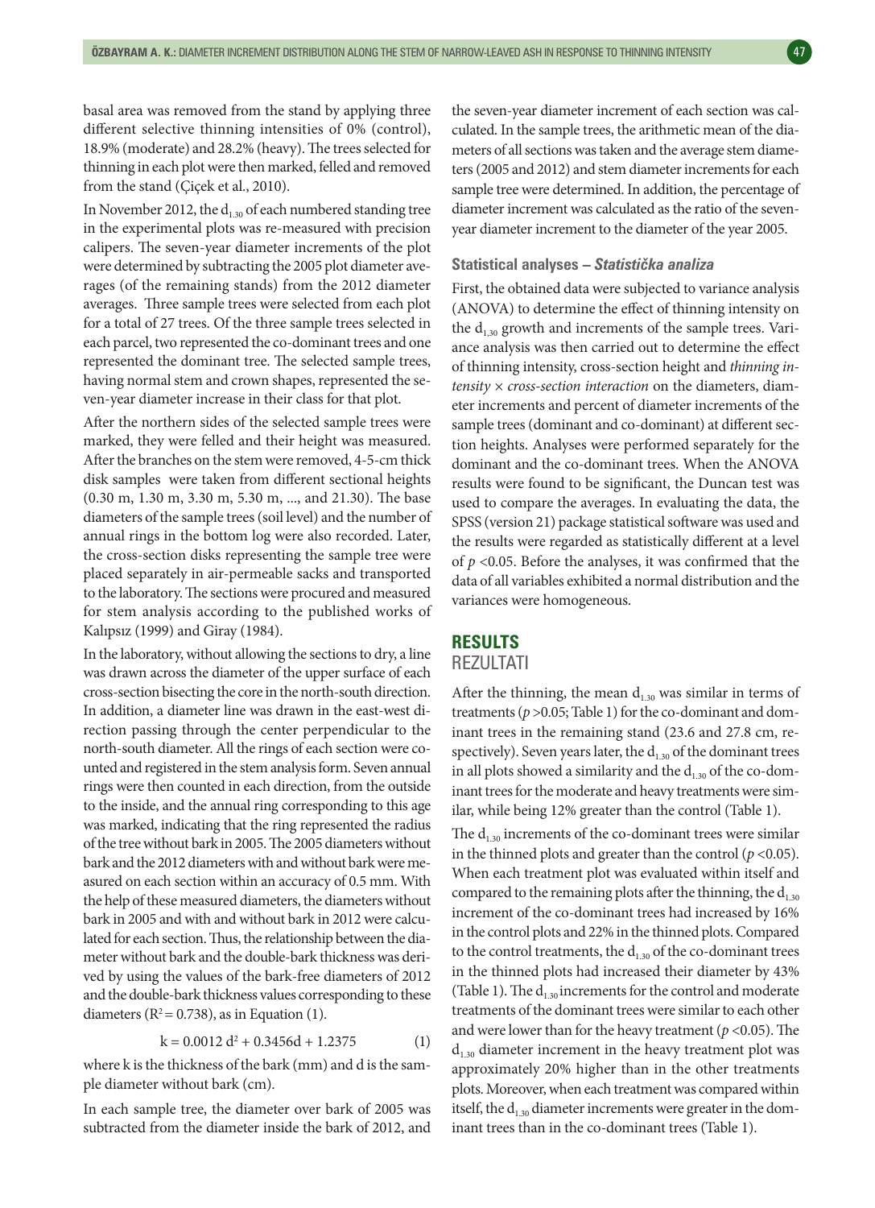basal area was removed from the stand by applying three different selective thinning intensities of 0% (control), 18.9% (moderate) and 28.2% (heavy). The trees selected for thinning in each plot were then marked, felled and removed from the stand (Çiçek et al., 2010).

In November 2012, the $d_{1.30}$ of each numbered standing tree in the experimental plots was re-measured with precision calipers. The seven-year diameter increments of the plot were determined by subtracting the 2005 plot diameter averages (of the remaining stands) from the 2012 diameter averages. Three sample trees were selected from each plot for a total of 27 trees. Of the three sample trees selected in each parcel, two represented the co-dominant trees and one represented the dominant tree. The selected sample trees, having normal stem and crown shapes, represented the seven-year diameter increase in their class for that plot.

After the northern sides of the selected sample trees were marked, they were felled and their height was measured. After the branches on the stem were removed, 4-5-cm thick disk samples were taken from different sectional heights (0.30 m, 1.30 m, 3.30 m, 5.30 m, ..., and 21.30). The base diameters of the sample trees (soil level) and the number of annual rings in the bottom log were also recorded. Later, the cross-section disks representing the sample tree were placed separately in air-permeable sacks and transported to the laboratory. The sections were procured and measured for stem analysis according to the published works of Kalıpsız (1999) and Giray (1984).

In the laboratory, without allowing the sections to dry, a line was drawn across the diameter of the upper surface of each cross-section bisecting the core in the north-south direction. In addition, a diameter line was drawn in the east-west direction passing through the center perpendicular to the north-south diameter. All the rings of each section were counted and registered in the stem analysis form. Seven annual rings were then counted in each direction, from the outside to the inside, and the annual ring corresponding to this age was marked, indicating that the ring represented the radius of the tree without bark in 2005. The 2005 diameters without bark and the 2012 diameters with and without bark were measured on each section within an accuracy of 0.5 mm. With the help of these measured diameters, the diameters without bark in 2005 and with and without bark in 2012 were calculated for each section. Thus, the relationship between the diameter without bark and the double-bark thickness was derived by using the values of the bark-free diameters of 2012 and the double-bark thickness values corresponding to these diameters ($R^2 = 0.738$), as in Equation (1).

$$k = 0.0012\, d^2 + 0.3456d + 1.2375 \qquad (1)$$

where k is the thickness of the bark (mm) and d is the sample diameter without bark (cm).

In each sample tree, the diameter over bark of 2005 was subtracted from the diameter inside the bark of 2012, and the seven-year diameter increment of each section was calculated. In the sample trees, the arithmetic mean of the diameters of all sections was taken and the average stem diameters (2005 and 2012) and stem diameter increments for each sample tree were determined. In addition, the percentage of diameter increment was calculated as the ratio of the seven-year diameter increment to the diameter of the year 2005.

### Statistical analyses – *Statistička analiza*

First, the obtained data were subjected to variance analysis (ANOVA) to determine the effect of thinning intensity on the $d_{1.30}$ growth and increments of the sample trees. Variance analysis was then carried out to determine the effect of thinning intensity, cross-section height and *thinning intensity × cross-section interaction* on the diameters, diameter increments and percent of diameter increments of the sample trees (dominant and co-dominant) at different section heights. Analyses were performed separately for the dominant and the co-dominant trees. When the ANOVA results were found to be significant, the Duncan test was used to compare the averages. In evaluating the data, the SPSS (version 21) package statistical software was used and the results were regarded as statistically different at a level of $p < 0.05$. Before the analyses, it was confirmed that the data of all variables exhibited a normal distribution and the variances were homogeneous.

## RESULTS
## REZULTATI

After the thinning, the mean $d_{1.30}$ was similar in terms of treatments ($p > 0.05$; Table 1) for the co-dominant and dominant trees in the remaining stand (23.6 and 27.8 cm, respectively). Seven years later, the $d_{1.30}$ of the dominant trees in all plots showed a similarity and the $d_{1.30}$ of the co-dominant trees for the moderate and heavy treatments were similar, while being 12% greater than the control (Table 1).

The $d_{1.30}$ increments of the co-dominant trees were similar in the thinned plots and greater than the control ($p < 0.05$). When each treatment plot was evaluated within itself and compared to the remaining plots after the thinning, the $d_{1.30}$ increment of the co-dominant trees had increased by 16% in the control plots and 22% in the thinned plots. Compared to the control treatments, the $d_{1.30}$ of the co-dominant trees in the thinned plots had increased their diameter by 43% (Table 1). The $d_{1.30}$ increments for the control and moderate treatments of the dominant trees were similar to each other and were lower than for the heavy treatment ($p < 0.05$). The $d_{1.30}$ diameter increment in the heavy treatment plot was approximately 20% higher than in the other treatments plots. Moreover, when each treatment was compared within itself, the $d_{1.30}$ diameter increments were greater in the dominant trees than in the co-dominant trees (Table 1).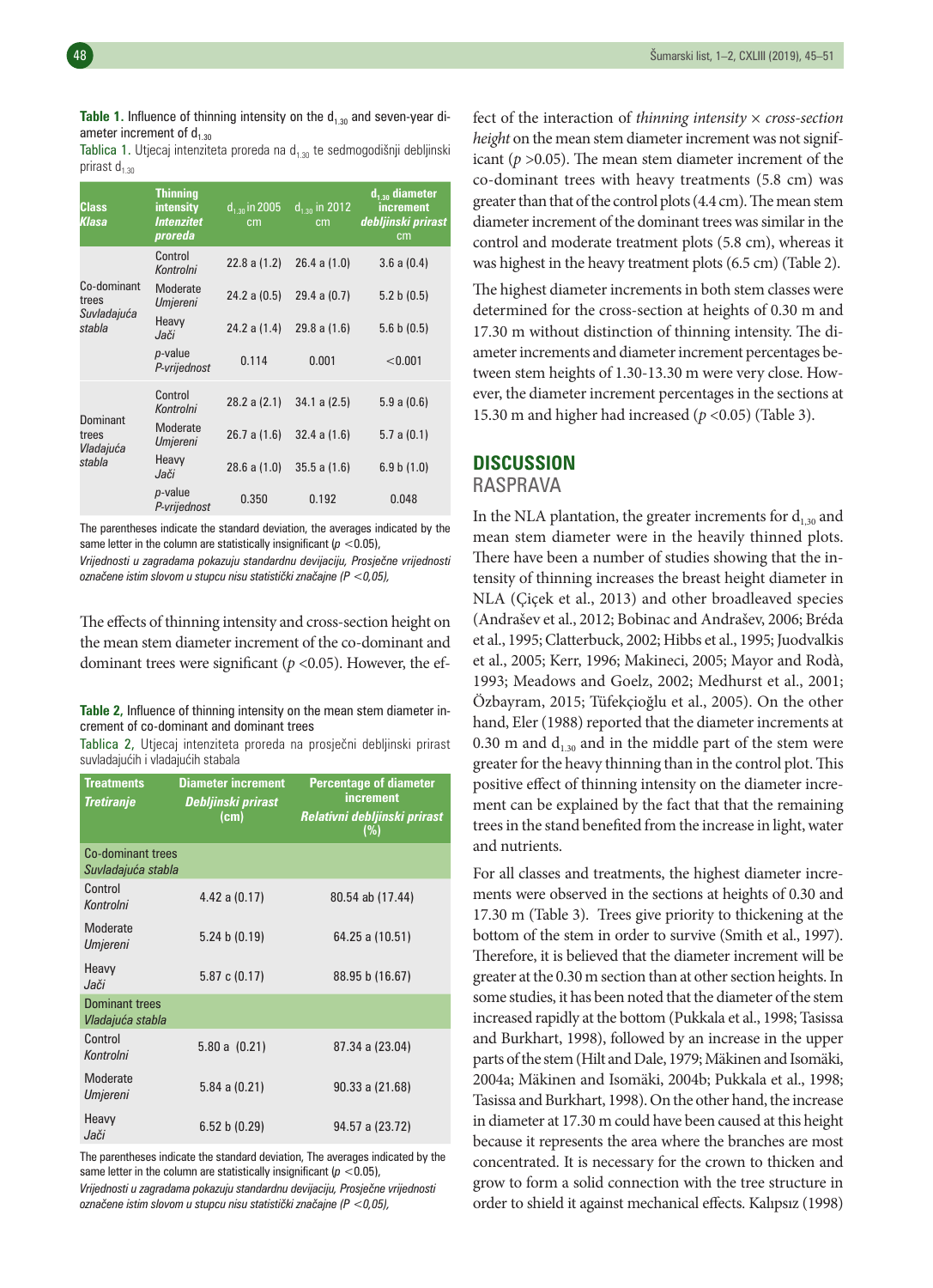**Table 1.** Influence of thinning intensity on the $d_{1.30}$ and seven-year diameter increment of $d_{1.30}$

Tablica 1. Utjecaj intenziteta proreda na $d_{1.30}$ te sedmogodišnji debljinski prirast $d_{1.30}$

| Class *Klasa* | Thinning intensity *Intenzitet proreda* | $d_{1.30}$ in 2005 cm | $d_{1.30}$ in 2012 cm | $d_{1.30}$ diameter increment *debljinski prirast* cm |
|---|---|---|---|---|
| Co-dominant trees *Suvladajuća stabla* | Control *Kontrolni* | 22.8 a (1.2) | 26.4 a (1.0) | 3.6 a (0.4) |
| | Moderate *Umjereni* | 24.2 a (0.5) | 29.4 a (0.7) | 5.2 b (0.5) |
| | Heavy *Jači* | 24.2 a (1.4) | 29.8 a (1.6) | 5.6 b (0.5) |
| | *p*-value *P-vrijednost* | 0.114 | 0.001 | <0.001 |
| Dominant trees *Vladajuća stabla* | Control *Kontrolni* | 28.2 a (2.1) | 34.1 a (2.5) | 5.9 a (0.6) |
| | Moderate *Umjereni* | 26.7 a (1.6) | 32.4 a (1.6) | 5.7 a (0.1) |
| | Heavy *Jači* | 28.6 a (1.0) | 35.5 a (1.6) | 6.9 b (1.0) |
| | *p*-value *P-vrijednost* | 0.350 | 0.192 | 0.048 |

The parentheses indicate the standard deviation, the averages indicated by the same letter in the column are statistically insignificant ($p < 0.05$),

*Vrijednosti u zagradama pokazuju standardnu devijaciju, Prosječne vrijednosti označene istim slovom u stupcu nisu statistički značajne (P < 0,05),*

The effects of thinning intensity and cross-section height on the mean stem diameter increment of the co-dominant and dominant trees were significant ($p < 0.05$). However, the effect of the interaction of *thinning intensity × cross-section height* on the mean stem diameter increment was not significant ($p > 0.05$). The mean stem diameter increment of the co-dominant trees with heavy treatments (5.8 cm) was greater than that of the control plots (4.4 cm). The mean stem diameter increment of the dominant trees was similar in the control and moderate treatment plots (5.8 cm), whereas it was highest in the heavy treatment plots (6.5 cm) (Table 2).

**Table 2,** Influence of thinning intensity on the mean stem diameter increment of co-dominant and dominant trees

Tablica 2, Utjecaj intenziteta proreda na prosječni debljinski prirast suvladajućih i vladajućih stabala

| Treatments *Tretiranje* | Diameter increment *Debljinski prirast* (cm) | Percentage of diameter increment *Relativni debljinski prirast* (%) |
|---|---|---|
| Co-dominant trees *Suvladajuća stabla* | | |
| Control *Kontrolni* | 4.42 a (0.17) | 80.54 ab (17.44) |
| Moderate *Umjereni* | 5.24 b (0.19) | 64.25 a (10.51) |
| Heavy *Jači* | 5.87 c (0.17) | 88.95 b (16.67) |
| Dominant trees *Vladajuća stabla* | | |
| Control *Kontrolni* | 5.80 a (0.21) | 87.34 a (23.04) |
| Moderate *Umjereni* | 5.84 a (0.21) | 90.33 a (21.68) |
| Heavy *Jači* | 6.52 b (0.29) | 94.57 a (23.72) |

The parentheses indicate the standard deviation, The averages indicated by the same letter in the column are statistically insignificant ($p < 0.05$),

*Vrijednosti u zagradama pokazuju standardnu devijaciju, Prosječne vrijednosti označene istim slovom u stupcu nisu statistički značajne (P < 0,05),*

The highest diameter increments in both stem classes were determined for the cross-section at heights of 0.30 m and 17.30 m without distinction of thinning intensity. The diameter increments and diameter increment percentages between stem heights of 1.30-13.30 m were very close. However, the diameter increment percentages in the sections at 15.30 m and higher had increased ($p < 0.05$) (Table 3).

## DISCUSSION
## RASPRAVA

In the NLA plantation, the greater increments for $d_{1.30}$ and mean stem diameter were in the heavily thinned plots. There have been a number of studies showing that the intensity of thinning increases the breast height diameter in NLA (Çiçek et al., 2013) and other broadleaved species (Andrašev et al., 2012; Bobinac and Andrašev, 2006; Bréda et al., 1995; Clatterbuck, 2002; Hibbs et al., 1995; Juodvalkis et al., 2005; Kerr, 1996; Makineci, 2005; Mayor and Rodà, 1993; Meadows and Goelz, 2002; Medhurst et al., 2001; Özbayram, 2015; Tüfekçioğlu et al., 2005). On the other hand, Eler (1988) reported that the diameter increments at 0.30 m and $d_{1.30}$ and in the middle part of the stem were greater for the heavy thinning than in the control plot. This positive effect of thinning intensity on the diameter increment can be explained by the fact that that the remaining trees in the stand benefited from the increase in light, water and nutrients.

For all classes and treatments, the highest diameter increments were observed in the sections at heights of 0.30 and 17.30 m (Table 3). Trees give priority to thickening at the bottom of the stem in order to survive (Smith et al., 1997). Therefore, it is believed that the diameter increment will be greater at the 0.30 m section than at other section heights. In some studies, it has been noted that the diameter of the stem increased rapidly at the bottom (Pukkala et al., 1998; Tasissa and Burkhart, 1998), followed by an increase in the upper parts of the stem (Hilt and Dale, 1979; Mäkinen and Isomäki, 2004a; Mäkinen and Isomäki, 2004b; Pukkala et al., 1998; Tasissa and Burkhart, 1998). On the other hand, the increase in diameter at 17.30 m could have been caused at this height because it represents the area where the branches are most concentrated. It is necessary for the crown to thicken and grow to form a solid connection with the tree structure in order to shield it against mechanical effects. Kalıpsız (1998)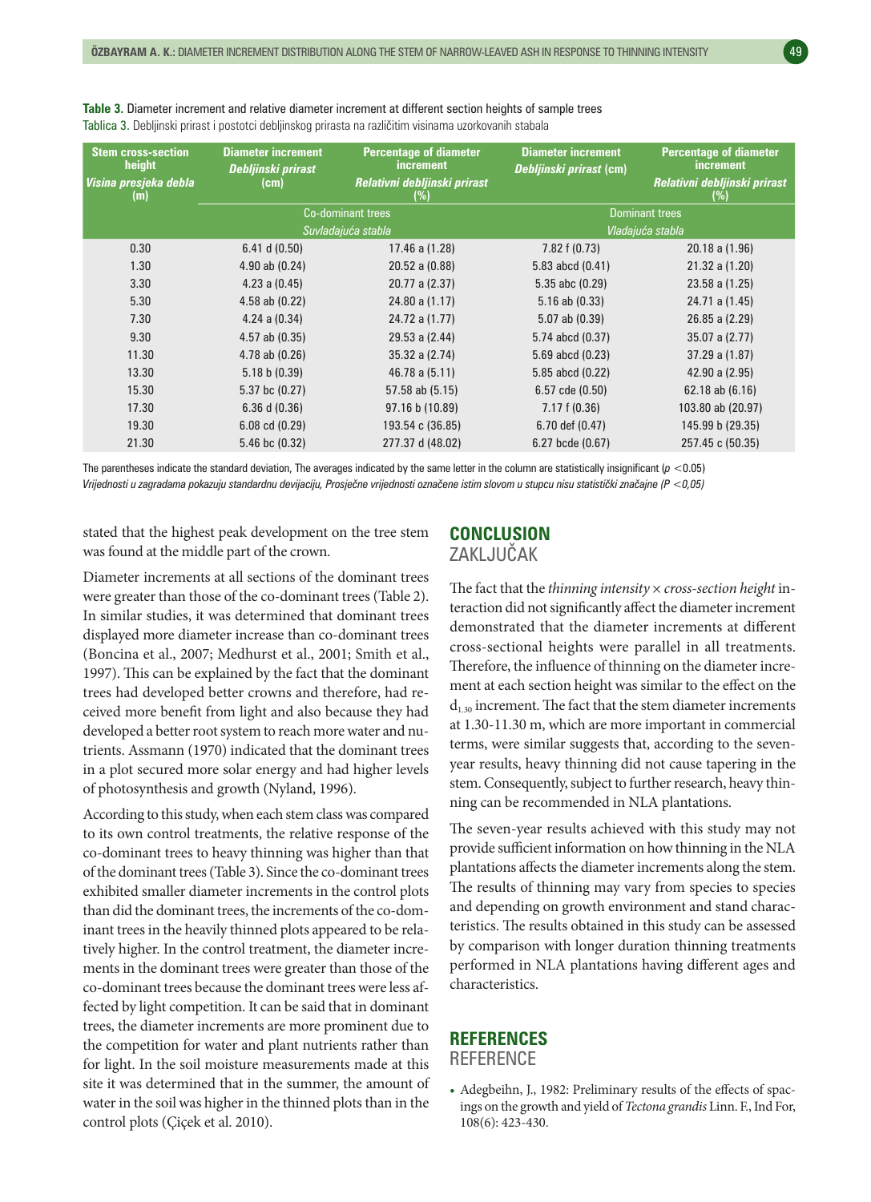**Table 3.** Diameter increment and relative diameter increment at different section heights of sample trees
Tablica 3. Debljinski prirast i postotci debljinskog prirasta na različitim visinama uzorkovanih stabala

| Stem cross-section height *Visina presjeka debla* (m) | Diameter increment *Debljinski prirast* (cm) | Percentage of diameter increment *Relativni debljinski prirast* (%) | Diameter increment *Debljinski prirast* (cm) | Percentage of diameter increment *Relativni debljinski prirast* (%) |
|---|---|---|---|---|
| | Co-dominant trees *Suvladajuća stabla* | | Dominant trees *Vladajuća stabla* | |
| 0.30 | 6.41 d (0.50) | 17.46 a (1.28) | 7.82 f (0.73) | 20.18 a (1.96) |
| 1.30 | 4.90 ab (0.24) | 20.52 a (0.88) | 5.83 abcd (0.41) | 21.32 a (1.20) |
| 3.30 | 4.23 a (0.45) | 20.77 a (2.37) | 5.35 abc (0.29) | 23.58 a (1.25) |
| 5.30 | 4.58 ab (0.22) | 24.80 a (1.17) | 5.16 ab (0.33) | 24.71 a (1.45) |
| 7.30 | 4.24 a (0.34) | 24.72 a (1.77) | 5.07 ab (0.39) | 26.85 a (2.29) |
| 9.30 | 4.57 ab (0.35) | 29.53 a (2.44) | 5.74 abcd (0.37) | 35.07 a (2.77) |
| 11.30 | 4.78 ab (0.26) | 35.32 a (2.74) | 5.69 abcd (0.23) | 37.29 a (1.87) |
| 13.30 | 5.18 b (0.39) | 46.78 a (5.11) | 5.85 abcd (0.22) | 42.90 a (2.95) |
| 15.30 | 5.37 bc (0.27) | 57.58 ab (5.15) | 6.57 cde (0.50) | 62.18 ab (6.16) |
| 17.30 | 6.36 d (0.36) | 97.16 b (10.89) | 7.17 f (0.36) | 103.80 ab (20.97) |
| 19.30 | 6.08 cd (0.29) | 193.54 c (36.85) | 6.70 def (0.47) | 145.99 b (29.35) |
| 21.30 | 5.46 bc (0.32) | 277.37 d (48.02) | 6.27 bcde (0.67) | 257.45 c (50.35) |

The parentheses indicate the standard deviation, The averages indicated by the same letter in the column are statistically insignificant ($p < 0.05$)
*Vrijednosti u zagradama pokazuju standardnu devijaciju, Prosječne vrijednosti označene istim slovom u stupcu nisu statistički značajne (P <0,05)*

stated that the highest peak development on the tree stem was found at the middle part of the crown.

Diameter increments at all sections of the dominant trees were greater than those of the co-dominant trees (Table 2). In similar studies, it was determined that dominant trees displayed more diameter increase than co-dominant trees (Boncina et al., 2007; Medhurst et al., 2001; Smith et al., 1997). This can be explained by the fact that the dominant trees had developed better crowns and therefore, had received more benefit from light and also because they had developed a better root system to reach more water and nutrients. Assmann (1970) indicated that the dominant trees in a plot secured more solar energy and had higher levels of photosynthesis and growth (Nyland, 1996).

According to this study, when each stem class was compared to its own control treatments, the relative response of the co-dominant trees to heavy thinning was higher than that of the dominant trees (Table 3). Since the co-dominant trees exhibited smaller diameter increments in the control plots than did the dominant trees, the increments of the co-dominant trees in the heavily thinned plots appeared to be relatively higher. In the control treatment, the diameter increments in the dominant trees were greater than those of the co-dominant trees because the dominant trees were less affected by light competition. It can be said that in dominant trees, the diameter increments are more prominent due to the competition for water and plant nutrients rather than for light. In the soil moisture measurements made at this site it was determined that in the summer, the amount of water in the soil was higher in the thinned plots than in the control plots (Çiçek et al. 2010).

## CONCLUSION
## ZAKLJUČAK

The fact that the *thinning intensity* × *cross-section height* interaction did not significantly affect the diameter increment demonstrated that the diameter increments at different cross-sectional heights were parallel in all treatments. Therefore, the influence of thinning on the diameter increment at each section height was similar to the effect on the $d_{1.30}$ increment. The fact that the stem diameter increments at 1.30-11.30 m, which are more important in commercial terms, were similar suggests that, according to the seven-year results, heavy thinning did not cause tapering in the stem. Consequently, subject to further research, heavy thinning can be recommended in NLA plantations.

The seven-year results achieved with this study may not provide sufficient information on how thinning in the NLA plantations affects the diameter increments along the stem. The results of thinning may vary from species to species and depending on growth environment and stand characteristics. The results obtained in this study can be assessed by comparison with longer duration thinning treatments performed in NLA plantations having different ages and characteristics.

## REFERENCES
## REFERENCE

- Adegbeihn, J., 1982: Preliminary results of the effects of spacings on the growth and yield of *Tectona grandis* Linn. F., Ind For, 108(6): 423-430.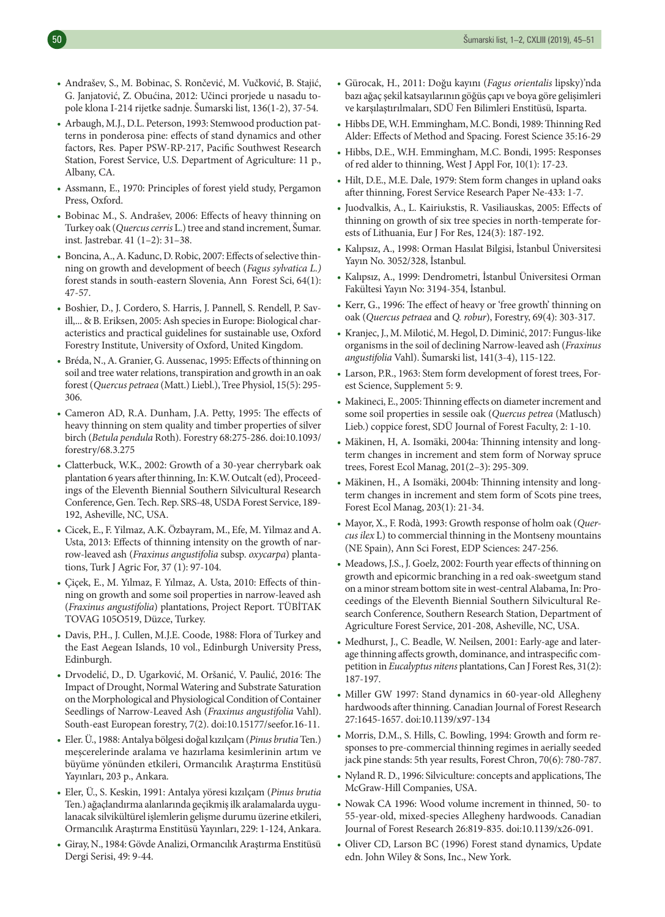- Andrašev, S., M. Bobinac, S. Rončević, M. Vučković, B. Stajić, G. Janjatović, Z. Obućina, 2012: Učinci prorjede u nasadu topole klona I-214 rijetke sadnje. Šumarski list, 136(1-2), 37-54.
- Arbaugh, M.J., D.L. Peterson, 1993: Stemwood production patterns in ponderosa pine: effects of stand dynamics and other factors, Res. Paper PSW-RP-217, Pacific Southwest Research Station, Forest Service, U.S. Department of Agriculture: 11 p., Albany, CA.
- Assmann, E., 1970: Principles of forest yield study, Pergamon Press, Oxford.
- Bobinac M., S. Andrašev, 2006: Effects of heavy thinning on Turkey oak (*Quercus cerris* L.) tree and stand increment, Šumar. inst. Jastrebar. 41 (1–2): 31–38.
- Boncina, A., A. Kadunc, D. Robic, 2007: Effects of selective thinning on growth and development of beech (*Fagus sylvatica L.)* forest stands in south-eastern Slovenia, Ann Forest Sci, 64(1): 47-57.
- Boshier, D., J. Cordero, S. Harris, J. Pannell, S. Rendell, P. Savill,... & B. Eriksen, 2005: Ash species in Europe: Biological characteristics and practical guidelines for sustainable use, Oxford Forestry Institute, University of Oxford, United Kingdom.
- Bréda, N., A. Granier, G. Aussenac, 1995: Effects of thinning on soil and tree water relations, transpiration and growth in an oak forest (*Quercus petraea* (Matt.) Liebl.), Tree Physiol, 15(5): 295-306.
- Cameron AD, R.A. Dunham, J.A. Petty, 1995: The effects of heavy thinning on stem quality and timber properties of silver birch (*Betula pendula* Roth). Forestry 68:275-286. doi:10.1093/forestry/68.3.275
- Clatterbuck, W.K., 2002: Growth of a 30-year cherrybark oak plantation 6 years after thinning, In: K.W. Outcalt (ed), Proceedings of the Eleventh Biennial Southern Silvicultural Research Conference, Gen. Tech. Rep. SRS-48, USDA Forest Service, 189-192, Asheville, NC, USA.
- Cicek, E., F. Yilmaz, A.K. Özbayram, M., Efe, M. Yilmaz and A. Usta, 2013: Effects of thinning intensity on the growth of narrow-leaved ash (*Fraxinus angustifolia* subsp. *oxycarpa*) plantations, Turk J Agric For, 37 (1): 97-104.
- Çiçek, E., M. Yılmaz, F. Yılmaz, A. Usta, 2010: Effects of thinning on growth and some soil properties in narrow-leaved ash (*Fraxinus angustifolia*) plantations, Project Report. TÜBİTAK TOVAG 105O519, Düzce, Turkey.
- Davis, P.H., J. Cullen, M.J.E. Coode, 1988: Flora of Turkey and the East Aegean Islands, 10 vol., Edinburgh University Press, Edinburgh.
- Drvodelić, D., D. Ugarković, M. Oršanić, V. Paulić, 2016: The Impact of Drought, Normal Watering and Substrate Saturation on the Morphological and Physiological Condition of Container Seedlings of Narrow-Leaved Ash (*Fraxinus angustifolia* Vahl). South-east European forestry, 7(2). doi:10.15177/seefor.16-11.
- Eler. Ü., 1988: Antalya bölgesi doğal kızılçam (*Pinus brutia* Ten.) meşcerelerinde aralama ve hazırlama kesimlerinin artım ve büyüme yönünden etkileri, Ormancılık Araştırma Enstitüsü Yayınları, 203 p., Ankara.
- Eler, Ü., S. Keskin, 1991: Antalya yöresi kızılçam (*Pinus brutia* Ten.) ağaçlandırma alanlarında geçikmiş ilk aralamalarda uygulanacak silvikültürel işlemlerin gelişme durumu üzerine etkileri, Ormancılık Araştırma Enstitüsü Yayınları, 229: 1-124, Ankara.
- Giray, N., 1984: Gövde Analizi, Ormancılık Araştırma Enstitüsü Dergi Serisi, 49: 9-44.
- Gürocak, H., 2011: Doğu kayını (*Fagus orientalis* lipsky)'nda bazı ağaç şekil katsayılarının göğüs çapı ve boya göre gelişimleri ve karşılaştırılmaları, SDÜ Fen Bilimleri Enstitüsü, Isparta.
- Hibbs DE, W.H. Emmingham, M.C. Bondi, 1989: Thinning Red Alder: Effects of Method and Spacing. Forest Science 35:16-29
- Hibbs, D.E., W.H. Emmingham, M.C. Bondi, 1995: Responses of red alder to thinning, West J Appl For, 10(1): 17-23.
- Hilt, D.E., M.E. Dale, 1979: Stem form changes in upland oaks after thinning, Forest Service Research Paper Ne-433: 1-7.
- Juodvalkis, A., L. Kairiukstis, R. Vasiliauskas, 2005: Effects of thinning on growth of six tree species in north-temperate forests of Lithuania, Eur J For Res, 124(3): 187-192.
- Kalıpsız, A., 1998: Orman Hasılat Bilgisi, İstanbul Üniversitesi Yayın No. 3052/328, İstanbul.
- Kalıpsız, A., 1999: Dendrometri, İstanbul Üniversitesi Orman Fakültesi Yayın No: 3194-354, İstanbul.
- Kerr, G., 1996: The effect of heavy or 'free growth' thinning on oak (*Quercus petraea* and *Q. robur*), Forestry, 69(4): 303-317.
- Kranjec, J., M. Milotić, M. Hegol, D. Diminić, 2017: Fungus-like organisms in the soil of declining Narrow-leaved ash (*Fraxinus angustifolia* Vahl). Šumarski list, 141(3-4), 115-122.
- Larson, P.R., 1963: Stem form development of forest trees, Forest Science, Supplement 5: 9.
- Makineci, E., 2005: Thinning effects on diameter increment and some soil properties in sessile oak (*Quercus petrea* (Matlusch) Lieb.) coppice forest, SDÜ Journal of Forest Faculty, 2: 1-10.
- Mäkinen, H, A. Isomäki, 2004a: Thinning intensity and long-term changes in increment and stem form of Norway spruce trees, Forest Ecol Manag, 201(2–3): 295-309.
- Mäkinen, H., A Isomäki, 2004b: Thinning intensity and long-term changes in increment and stem form of Scots pine trees, Forest Ecol Manag, 203(1): 21-34.
- Mayor, X., F. Rodà, 1993: Growth response of holm oak (*Quercus ilex* L) to commercial thinning in the Montseny mountains (NE Spain), Ann Sci Forest, EDP Sciences: 247-256.
- Meadows, J.S., J. Goelz, 2002: Fourth year effects of thinning on growth and epicormic branching in a red oak-sweetgum stand on a minor stream bottom site in west-central Alabama, In: Proceedings of the Eleventh Biennial Southern Silvicultural Research Conference, Southern Research Station, Department of Agriculture Forest Service, 201-208, Asheville, NC, USA.
- Medhurst, J., C. Beadle, W. Neilsen, 2001: Early-age and later-age thinning affects growth, dominance, and intraspecific competition in *Eucalyptus nitens* plantations, Can J Forest Res, 31(2): 187-197.
- Miller GW 1997: Stand dynamics in 60-year-old Allegheny hardwoods after thinning. Canadian Journal of Forest Research 27:1645-1657. doi:10.1139/x97-134
- Morris, D.M., S. Hills, C. Bowling, 1994: Growth and form responses to pre-commercial thinning regimes in aerially seeded jack pine stands: 5th year results, Forest Chron, 70(6): 780-787.
- Nyland R. D., 1996: Silviculture: concepts and applications, The McGraw-Hill Companies, USA.
- Nowak CA 1996: Wood volume increment in thinned, 50- to 55-year-old, mixed-species Allegheny hardwoods. Canadian Journal of Forest Research 26:819-835. doi:10.1139/x26-091.
- Oliver CD, Larson BC (1996) Forest stand dynamics, Update edn. John Wiley & Sons, Inc., New York.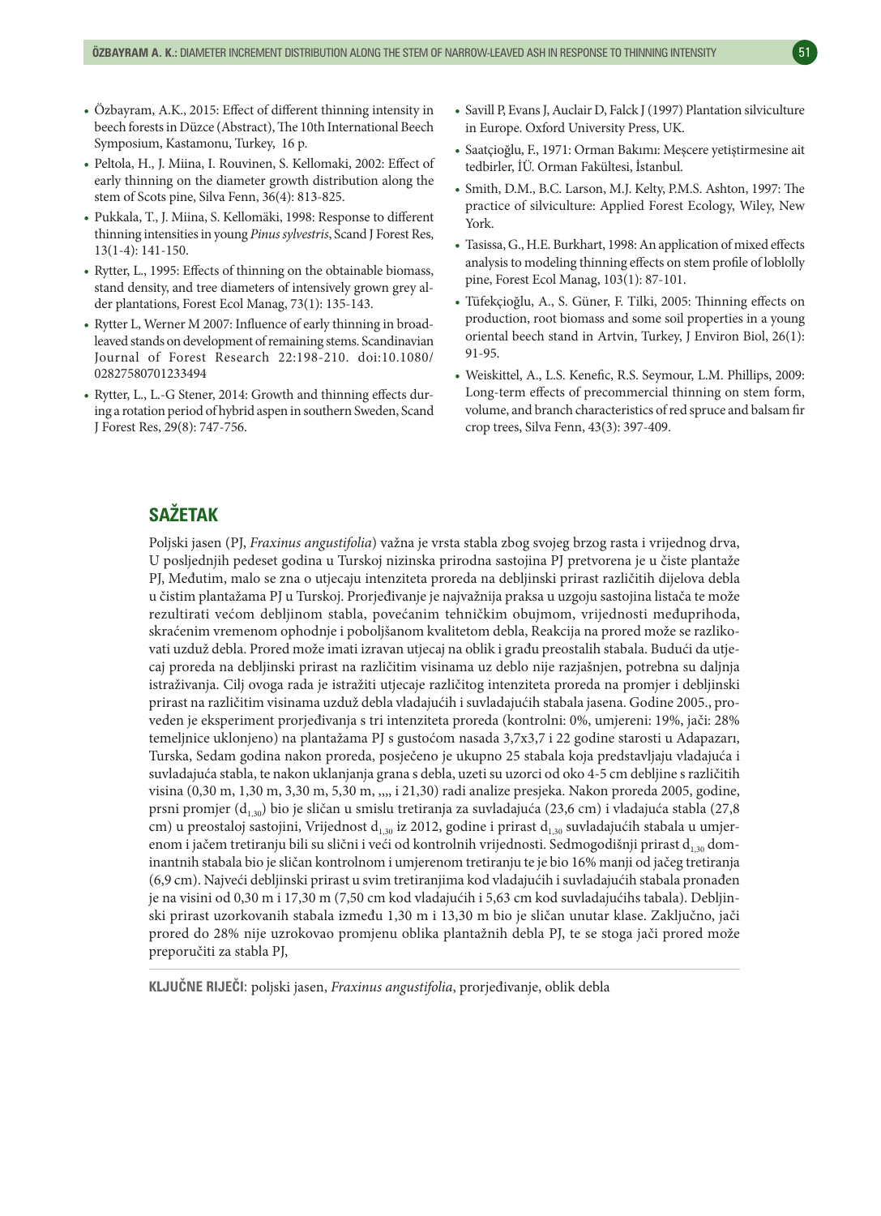- Özbayram, A.K., 2015: Effect of different thinning intensity in beech forests in Düzce (Abstract), The 10th International Beech Symposium, Kastamonu, Turkey, 16 p.
- Peltola, H., J. Miina, I. Rouvinen, S. Kellomaki, 2002: Effect of early thinning on the diameter growth distribution along the stem of Scots pine, Silva Fenn, 36(4): 813-825.
- Pukkala, T., J. Miina, S. Kellomäki, 1998: Response to different thinning intensities in young *Pinus sylvestris*, Scand J Forest Res, 13(1-4): 141-150.
- Rytter, L., 1995: Effects of thinning on the obtainable biomass, stand density, and tree diameters of intensively grown grey alder plantations, Forest Ecol Manag, 73(1): 135-143.
- Rytter L, Werner M 2007: Influence of early thinning in broadleaved stands on development of remaining stems. Scandinavian Journal of Forest Research 22:198-210. doi:10.1080/02827580701233494
- Rytter, L., L.-G Stener, 2014: Growth and thinning effects during a rotation period of hybrid aspen in southern Sweden, Scand J Forest Res, 29(8): 747-756.
- Savill P, Evans J, Auclair D, Falck J (1997) Plantation silviculture in Europe. Oxford University Press, UK.
- Saatçioğlu, F., 1971: Orman Bakımı: Meşcere yetiştirmesine ait tedbirler, İÜ. Orman Fakültesi, İstanbul.
- Smith, D.M., B.C. Larson, M.J. Kelty, P.M.S. Ashton, 1997: The practice of silviculture: Applied Forest Ecology, Wiley, New York.
- Tasissa, G., H.E. Burkhart, 1998: An application of mixed effects analysis to modeling thinning effects on stem profile of loblolly pine, Forest Ecol Manag, 103(1): 87-101.
- Tüfekçioğlu, A., S. Güner, F. Tilki, 2005: Thinning effects on production, root biomass and some soil properties in a young oriental beech stand in Artvin, Turkey, J Environ Biol, 26(1): 91-95.
- Weiskittel, A., L.S. Kenefic, R.S. Seymour, L.M. Phillips, 2009: Long-term effects of precommercial thinning on stem form, volume, and branch characteristics of red spruce and balsam fir crop trees, Silva Fenn, 43(3): 397-409.

## SAŽETAK

Poljski jasen (PJ, *Fraxinus angustifolia*) važna je vrsta stabla zbog svojeg brzog rasta i vrijednog drva, U posljednjih pedeset godina u Turskoj nizinska prirodna sastojina PJ pretvorena je u čiste plantaže PJ, Međutim, malo se zna o utjecaju intenziteta proreda na debljinski prirast različitih dijelova debla u čistim plantažama PJ u Turskoj. Prorjeđivanje je najvažnija praksa u uzgoju sastojina listača te može rezultirati većom debljinom stabla, povećanim tehničkim obujmom, vrijednosti međuprihoda, skraćenim vremenom ophodnje i poboljšanom kvalitetom debla, Reakcija na prored može se razlikovati uzduž debla. Prored može imati izravan utjecaj na oblik i građu preostalih stabala. Budući da utjecaj proreda na debljinski prirast na različitim visinama uz deblo nije razjašnjen, potrebna su daljnja istraživanja. Cilj ovoga rada je istražiti utjecaje različitog intenziteta proreda na promjer i debljinski prirast na različitim visinama uzduž debla vladajućih i suvladajućih stabala jasena. Godine 2005., proveden je eksperiment prorjeđivanja s tri intenziteta proreda (kontrolni: 0%, umjereni: 19%, jači: 28% temeljnice uklonjeno) na plantažama PJ s gustoćom nasada 3,7x3,7 i 22 godine starosti u Adapazarı, Turska, Sedam godina nakon proreda, posječeno je ukupno 25 stabala koja predstavljaju vladajuća i suvladajuća stabla, te nakon uklanjanja grana s debla, uzeti su uzorci od oko 4-5 cm debljine s različitih visina (0,30 m, 1,30 m, 3,30 m, 5,30 m, ,,,, i 21,30) radi analize presjeka. Nakon proreda 2005, godine, prsni promjer ($d_{1,30}$) bio je sličan u smislu tretiranja za suvladajuća (23,6 cm) i vladajuća stabla (27,8 cm) u preostaloj sastojini, Vrijednost $d_{1,30}$ iz 2012, godine i prirast $d_{1,30}$ suvladajućih stabala u umjerenom i jačem tretiranju bili su slični i veći od kontrolnih vrijednosti. Sedmogodišnji prirast $d_{1,30}$ dominantnih stabala bio je sličan kontrolnom i umjerenom tretiranju te je bio 16% manji od jačeg tretiranja (6,9 cm). Najveći debljinski prirast u svim tretiranjima kod vladajućih i suvladajućih stabala pronađen je na visini od 0,30 m i 17,30 m (7,50 cm kod vladajućih i 5,63 cm kod suvladajućihs tabala). Debljinski prirast uzorkovanih stabala između 1,30 m i 13,30 m bio je sličan unutar klase. Zaključno, jači prored do 28% nije uzrokovao promjenu oblika plantažnih debla PJ, te se stoga jači prored može preporučiti za stabla PJ,

**KLJUČNE RIJEČI**: poljski jasen, *Fraxinus angustifolia*, prorjeđivanje, oblik debla